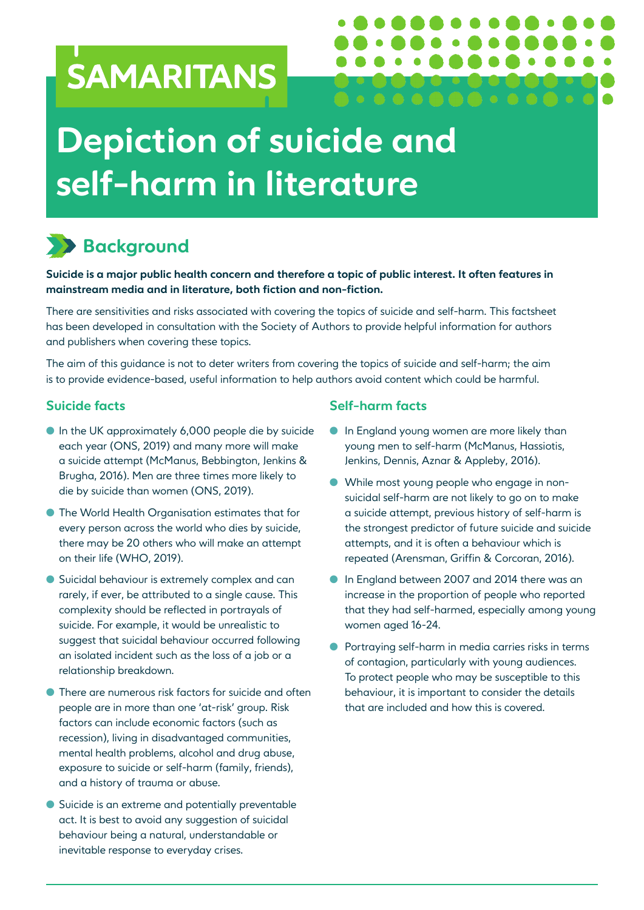SAMARITANS

# Depiction of suicide and self-harm in literature

## Background

**Suicide is a major public health concern and therefore a topic of public interest. It often features in mainstream media and in literature, both fiction and non-fiction.**

There are sensitivities and risks associated with covering the topics of suicide and self-harm. This factsheet has been developed in consultation with the Society of Authors to provide helpful information for authors and publishers when covering these topics.

The aim of this guidance is not to deter writers from covering the topics of suicide and self-harm; the aim is to provide evidence-based, useful information to help authors avoid content which could be harmful.

### Suicide facts

- In the UK approximately 6,000 people die by suicide each year (ONS, 2019) and many more will make a suicide attempt (McManus, Bebbington, Jenkins & Brugha, 2016). Men are three times more likely to die by suicide than women (ONS, 2019).
- The World Health Organisation estimates that for every person across the world who dies by suicide, there may be 20 others who will make an attempt on their life (WHO, 2019).
- Suicidal behaviour is extremely complex and can rarely, if ever, be attributed to a single cause. This complexity should be reflected in portrayals of suicide. For example, it would be unrealistic to suggest that suicidal behaviour occurred following an isolated incident such as the loss of a job or a relationship breakdown.
- There are numerous risk factors for suicide and often people are in more than one 'at-risk' group. Risk factors can include economic factors (such as recession), living in disadvantaged communities, mental health problems, alcohol and drug abuse, exposure to suicide or self-harm (family, friends), and a history of trauma or abuse.
- Suicide is an extreme and potentially preventable act. It is best to avoid any suggestion of suicidal behaviour being a natural, understandable or inevitable response to everyday crises.

### Self-harm facts

- In England young women are more likely than young men to self-harm (McManus, Hassiotis, Jenkins, Dennis, Aznar & Appleby, 2016).
- While most young people who engage in non-suicidal self-harm are not likely to go on to make a suicide attempt, previous history of self-harm is the strongest predictor of future suicide and suicide attempts, and it is often a behaviour which is repeated (Arensman, Griffin & Corcoran, 2016).
- In England between 2007 and 2014 there was an increase in the proportion of people who reported that they had self-harmed, especially among young women aged 16-24.
- Portraying self-harm in media carries risks in terms of contagion, particularly with young audiences. To protect people who may be susceptible to this behaviour, it is important to consider the details that are included and how this is covered.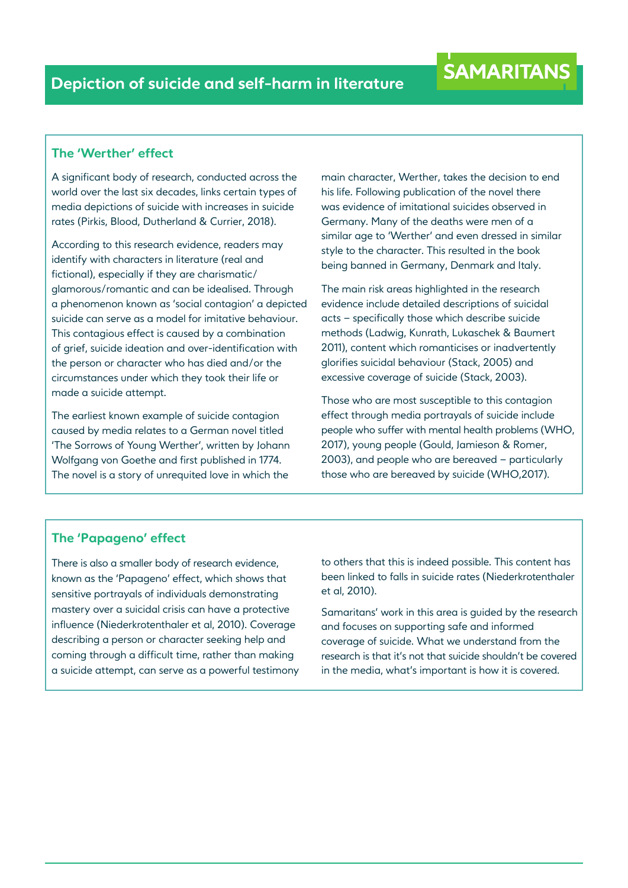# Depiction of suicide and self-harm in literature

## The 'Werther' effect

A significant body of research, conducted across the world over the last six decades, links certain types of media depictions of suicide with increases in suicide rates (Pirkis, Blood, Dutherland & Currier, 2018).

According to this research evidence, readers may identify with characters in literature (real and fictional), especially if they are charismatic/glamorous/romantic and can be idealised. Through a phenomenon known as 'social contagion' a depicted suicide can serve as a model for imitative behaviour. This contagious effect is caused by a combination of grief, suicide ideation and over-identification with the person or character who has died and/or the circumstances under which they took their life or made a suicide attempt.

The earliest known example of suicide contagion caused by media relates to a German novel titled 'The Sorrows of Young Werther', written by Johann Wolfgang von Goethe and first published in 1774. The novel is a story of unrequited love in which the main character, Werther, takes the decision to end his life. Following publication of the novel there was evidence of imitational suicides observed in Germany. Many of the deaths were men of a similar age to 'Werther' and even dressed in similar style to the character. This resulted in the book being banned in Germany, Denmark and Italy.

The main risk areas highlighted in the research evidence include detailed descriptions of suicidal acts – specifically those which describe suicide methods (Ladwig, Kunrath, Lukaschek & Baumert 2011), content which romanticises or inadvertently glorifies suicidal behaviour (Stack, 2005) and excessive coverage of suicide (Stack, 2003).

Those who are most susceptible to this contagion effect through media portrayals of suicide include people who suffer with mental health problems (WHO, 2017), young people (Gould, Jamieson & Romer, 2003), and people who are bereaved – particularly those who are bereaved by suicide (WHO,2017).

## The 'Papageno' effect

There is also a smaller body of research evidence, known as the 'Papageno' effect, which shows that sensitive portrayals of individuals demonstrating mastery over a suicidal crisis can have a protective influence (Niederkrotenthaler et al, 2010). Coverage describing a person or character seeking help and coming through a difficult time, rather than making a suicide attempt, can serve as a powerful testimony to others that this is indeed possible. This content has been linked to falls in suicide rates (Niederkrotenthaler et al, 2010).

Samaritans' work in this area is guided by the research and focuses on supporting safe and informed coverage of suicide. What we understand from the research is that it's not that suicide shouldn't be covered in the media, what's important is how it is covered.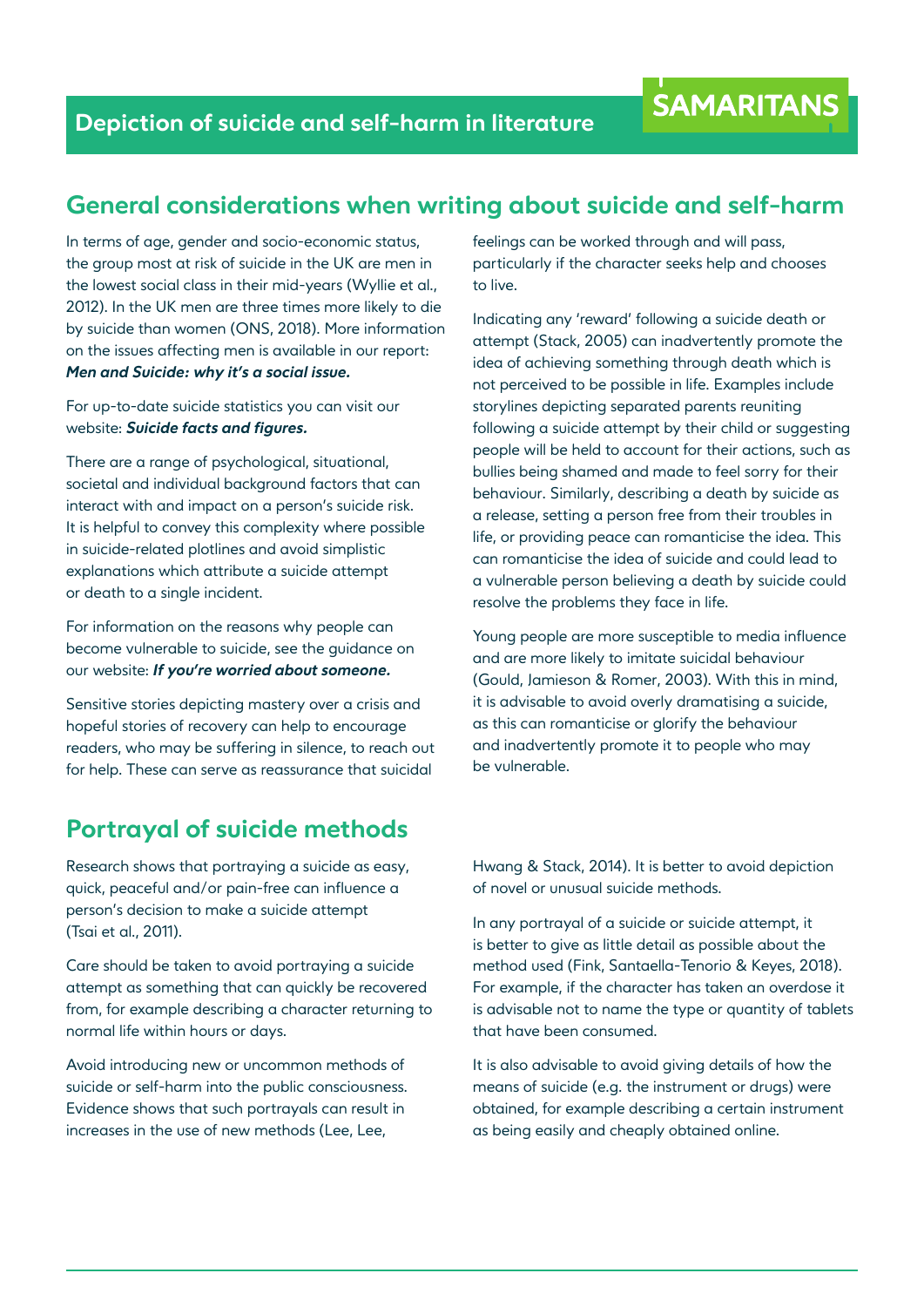## General considerations when writing about suicide and self-harm

In terms of age, gender and socio-economic status, the group most at risk of suicide in the UK are men in the lowest social class in their mid-years (Wyllie et al., 2012). In the UK men are three times more likely to die by suicide than women (ONS, 2018). More information on the issues affecting men is available in our report: ***Men and Suicide: why it's a social issue.***

For up-to-date suicide statistics you can visit our website: ***Suicide facts and figures.***

There are a range of psychological, situational, societal and individual background factors that can interact with and impact on a person's suicide risk. It is helpful to convey this complexity where possible in suicide-related plotlines and avoid simplistic explanations which attribute a suicide attempt or death to a single incident.

For information on the reasons why people can become vulnerable to suicide, see the guidance on our website: ***If you're worried about someone.***

Sensitive stories depicting mastery over a crisis and hopeful stories of recovery can help to encourage readers, who may be suffering in silence, to reach out for help. These can serve as reassurance that suicidal feelings can be worked through and will pass, particularly if the character seeks help and chooses to live.

Indicating any 'reward' following a suicide death or attempt (Stack, 2005) can inadvertently promote the idea of achieving something through death which is not perceived to be possible in life. Examples include storylines depicting separated parents reuniting following a suicide attempt by their child or suggesting people will be held to account for their actions, such as bullies being shamed and made to feel sorry for their behaviour. Similarly, describing a death by suicide as a release, setting a person free from their troubles in life, or providing peace can romanticise the idea. This can romanticise the idea of suicide and could lead to a vulnerable person believing a death by suicide could resolve the problems they face in life.

Young people are more susceptible to media influence and are more likely to imitate suicidal behaviour (Gould, Jamieson & Romer, 2003). With this in mind, it is advisable to avoid overly dramatising a suicide, as this can romanticise or glorify the behaviour and inadvertently promote it to people who may be vulnerable.

## Portrayal of suicide methods

Research shows that portraying a suicide as easy, quick, peaceful and/or pain-free can influence a person's decision to make a suicide attempt (Tsai et al., 2011).

Care should be taken to avoid portraying a suicide attempt as something that can quickly be recovered from, for example describing a character returning to normal life within hours or days.

Avoid introducing new or uncommon methods of suicide or self-harm into the public consciousness. Evidence shows that such portrayals can result in increases in the use of new methods (Lee, Lee, Hwang & Stack, 2014). It is better to avoid depiction of novel or unusual suicide methods.

In any portrayal of a suicide or suicide attempt, it is better to give as little detail as possible about the method used (Fink, Santaella-Tenorio & Keyes, 2018). For example, if the character has taken an overdose it is advisable not to name the type or quantity of tablets that have been consumed.

It is also advisable to avoid giving details of how the means of suicide (e.g. the instrument or drugs) were obtained, for example describing a certain instrument as being easily and cheaply obtained online.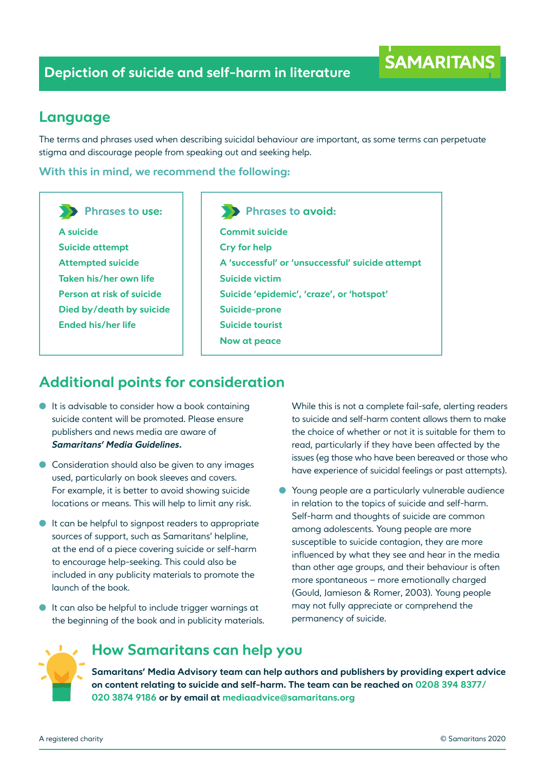# Depiction of suicide and self-harm in literature

SAMARITANS

## Language

The terms and phrases used when describing suicidal behaviour are important, as some terms can perpetuate stigma and discourage people from speaking out and seeking help.

### With this in mind, we recommend the following:

**Phrases to use:**

- A suicide
- Suicide attempt
- Attempted suicide
- Taken his/her own life
- Person at risk of suicide
- Died by/death by suicide
- Ended his/her life

**Phrases to avoid:**

- Commit suicide
- Cry for help
- A 'successful' or 'unsuccessful' suicide attempt
- Suicide victim
- Suicide 'epidemic', 'craze', or 'hotspot'
- Suicide-prone
- Suicide tourist
- Now at peace

## Additional points for consideration

- It is advisable to consider how a book containing suicide content will be promoted. Please ensure publishers and news media are aware of ***Samaritans' Media Guidelines.***
- Consideration should also be given to any images used, particularly on book sleeves and covers. For example, it is better to avoid showing suicide locations or means. This will help to limit any risk.
- It can be helpful to signpost readers to appropriate sources of support, such as Samaritans' helpline, at the end of a piece covering suicide or self-harm to encourage help-seeking. This could also be included in any publicity materials to promote the launch of the book.
- It can also be helpful to include trigger warnings at the beginning of the book and in publicity materials. While this is not a complete fail-safe, alerting readers to suicide and self-harm content allows them to make the choice of whether or not it is suitable for them to read, particularly if they have been affected by the issues (eg those who have been bereaved or those who have experience of suicidal feelings or past attempts).
- Young people are a particularly vulnerable audience in relation to the topics of suicide and self-harm. Self-harm and thoughts of suicide are common among adolescents. Young people are more susceptible to suicide contagion, they are more influenced by what they see and hear in the media than other age groups, and their behaviour is often more spontaneous – more emotionally charged (Gould, Jamieson & Romer, 2003). Young people may not fully appreciate or comprehend the permanency of suicide.

## How Samaritans can help you

**Samaritans' Media Advisory team can help authors and publishers by providing expert advice on content relating to suicide and self-harm. The team can be reached on 0208 394 8377/ 020 3874 9186 or by email at mediaadvice@samaritans.org**

A registered charity

© Samaritans 2020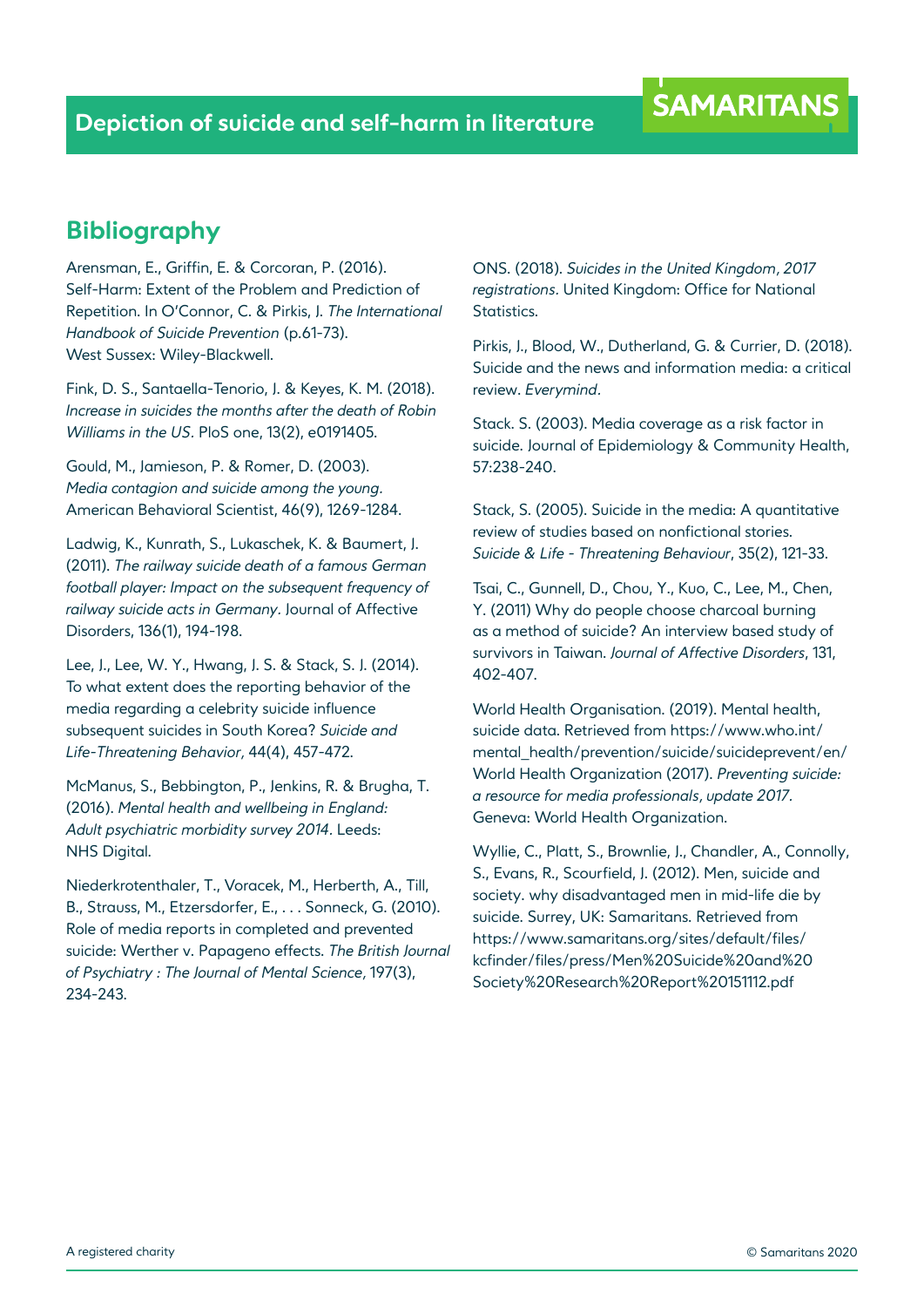## Bibliography

Arensman, E., Griffin, E. & Corcoran, P. (2016). Self-Harm: Extent of the Problem and Prediction of Repetition. In O'Connor, C. & Pirkis, J. *The International Handbook of Suicide Prevention* (p.61-73). West Sussex: Wiley-Blackwell.

Fink, D. S., Santaella-Tenorio, J. & Keyes, K. M. (2018). *Increase in suicides the months after the death of Robin Williams in the US*. PloS one, 13(2), e0191405.

Gould, M., Jamieson, P. & Romer, D. (2003). *Media contagion and suicide among the young*. American Behavioral Scientist, 46(9), 1269-1284.

Ladwig, K., Kunrath, S., Lukaschek, K. & Baumert, J. (2011). *The railway suicide death of a famous German football player: Impact on the subsequent frequency of railway suicide acts in Germany*. Journal of Affective Disorders, 136(1), 194-198.

Lee, J., Lee, W. Y., Hwang, J. S. & Stack, S. J. (2014). To what extent does the reporting behavior of the media regarding a celebrity suicide influence subsequent suicides in South Korea? *Suicide and Life-Threatening Behavior*, 44(4), 457-472.

McManus, S., Bebbington, P., Jenkins, R. & Brugha, T. (2016). *Mental health and wellbeing in England: Adult psychiatric morbidity survey 2014*. Leeds: NHS Digital.

Niederkrotenthaler, T., Voracek, M., Herberth, A., Till, B., Strauss, M., Etzersdorfer, E., . . . Sonneck, G. (2010). Role of media reports in completed and prevented suicide: Werther v. Papageno effects. *The British Journal of Psychiatry : The Journal of Mental Science*, 197(3), 234-243.

ONS. (2018). *Suicides in the United Kingdom, 2017 registrations*. United Kingdom: Office for National Statistics.

Pirkis, J., Blood, W., Dutherland, G. & Currier, D. (2018). Suicide and the news and information media: a critical review. *Everymind*.

Stack. S. (2003). Media coverage as a risk factor in suicide. Journal of Epidemiology & Community Health, 57:238-240.

Stack, S. (2005). Suicide in the media: A quantitative review of studies based on nonfictional stories. *Suicide & Life - Threatening Behaviour*, 35(2), 121-33.

Tsai, C., Gunnell, D., Chou, Y., Kuo, C., Lee, M., Chen, Y. (2011) Why do people choose charcoal burning as a method of suicide? An interview based study of survivors in Taiwan. *Journal of Affective Disorders*, 131, 402-407.

World Health Organisation. (2019). Mental health, suicide data. Retrieved from https://www.who.int/mental_health/prevention/suicide/suicideprevent/en/
World Health Organization (2017). *Preventing suicide: a resource for media professionals, update 2017*. Geneva: World Health Organization.

Wyllie, C., Platt, S., Brownlie, J., Chandler, A., Connolly, S., Evans, R., Scourfield, J. (2012). Men, suicide and society. why disadvantaged men in mid-life die by suicide. Surrey, UK: Samaritans. Retrieved from https://www.samaritans.org/sites/default/files/kcfinder/files/press/Men%20Suicide%20and%20Society%20Research%20Report%20151112.pdf

A registered charity

© Samaritans 2020